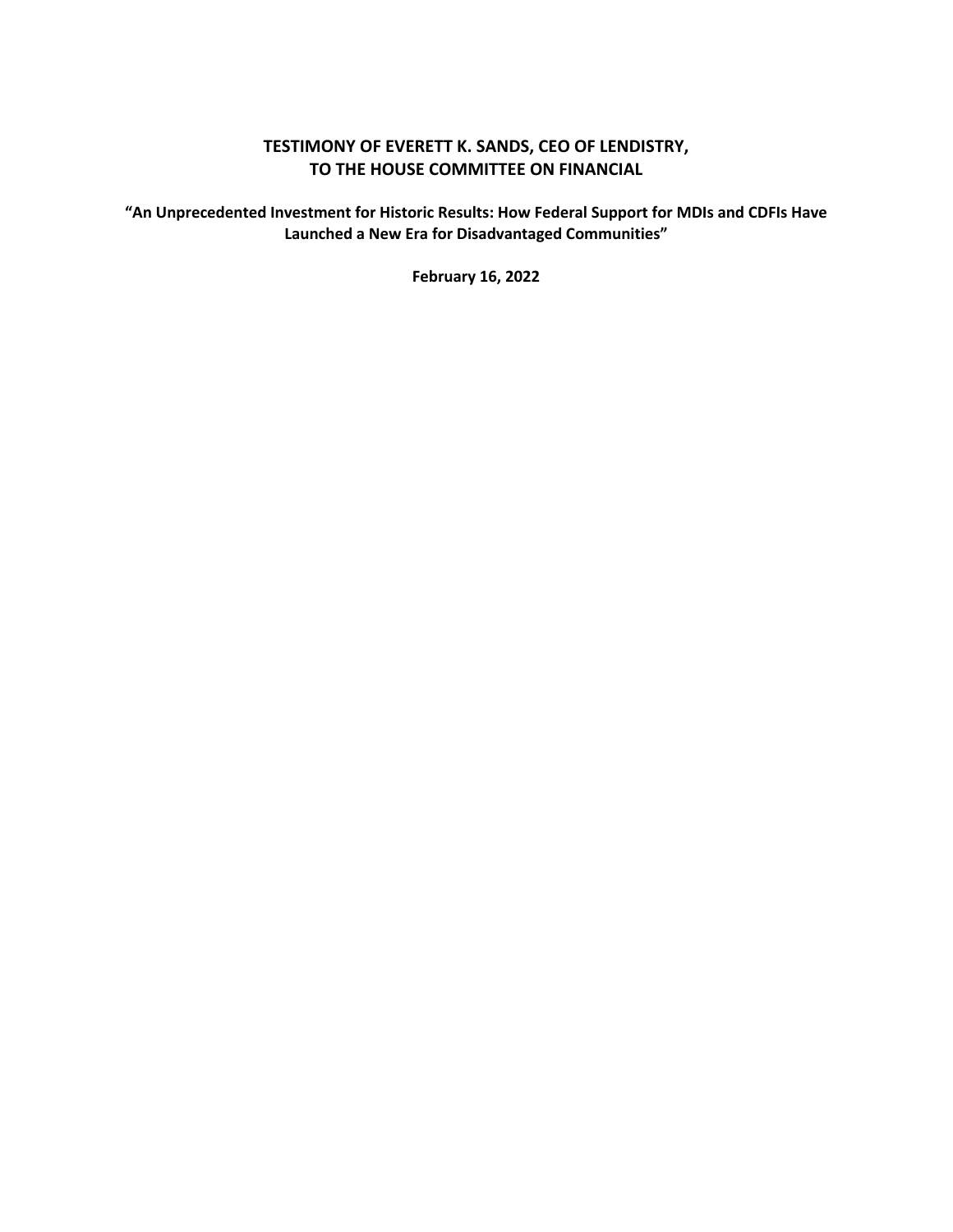# TESTIMONY OF EVERETT K. SANDS, CEO OF LENDISTRY, TO THE HOUSE COMMITTEE ON FINANCIAL

**"An Unprecedented Investment for Historic Results: How Federal Support for MDIs and CDFIs Have Launched a New Era for Disadvantaged Communities"**

**February 16, 2022**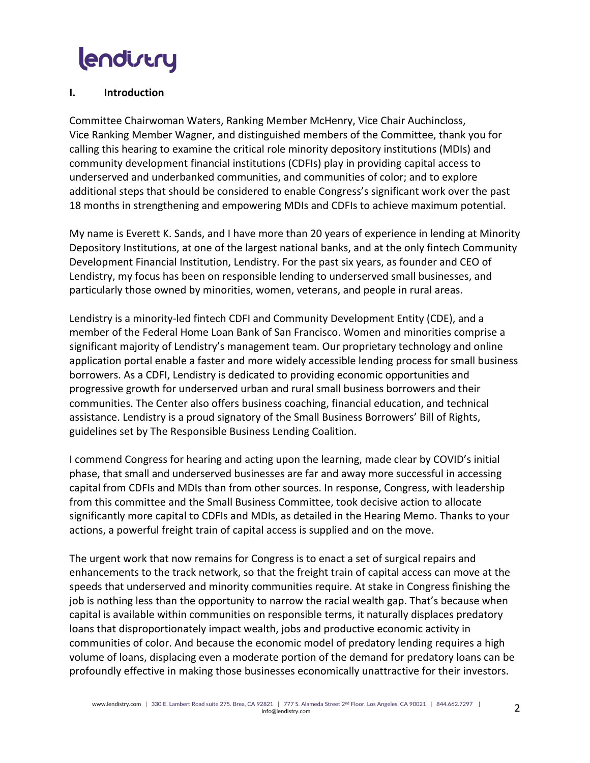## I. Introduction

Committee Chairwoman Waters, Ranking Member McHenry, Vice Chair Auchincloss, Vice Ranking Member Wagner, and distinguished members of the Committee, thank you for calling this hearing to examine the critical role minority depository institutions (MDIs) and community development financial institutions (CDFIs) play in providing capital access to underserved and underbanked communities, and communities of color; and to explore additional steps that should be considered to enable Congress's significant work over the past 18 months in strengthening and empowering MDIs and CDFIs to achieve maximum potential.

My name is Everett K. Sands, and I have more than 20 years of experience in lending at Minority Depository Institutions, at one of the largest national banks, and at the only fintech Community Development Financial Institution, Lendistry. For the past six years, as founder and CEO of Lendistry, my focus has been on responsible lending to underserved small businesses, and particularly those owned by minorities, women, veterans, and people in rural areas.

Lendistry is a minority-led fintech CDFI and Community Development Entity (CDE), and a member of the Federal Home Loan Bank of San Francisco. Women and minorities comprise a significant majority of Lendistry's management team. Our proprietary technology and online application portal enable a faster and more widely accessible lending process for small business borrowers. As a CDFI, Lendistry is dedicated to providing economic opportunities and progressive growth for underserved urban and rural small business borrowers and their communities. The Center also offers business coaching, financial education, and technical assistance. Lendistry is a proud signatory of the Small Business Borrowers' Bill of Rights, guidelines set by The Responsible Business Lending Coalition.

I commend Congress for hearing and acting upon the learning, made clear by COVID's initial phase, that small and underserved businesses are far and away more successful in accessing capital from CDFIs and MDIs than from other sources. In response, Congress, with leadership from this committee and the Small Business Committee, took decisive action to allocate significantly more capital to CDFIs and MDIs, as detailed in the Hearing Memo. Thanks to your actions, a powerful freight train of capital access is supplied and on the move.

The urgent work that now remains for Congress is to enact a set of surgical repairs and enhancements to the track network, so that the freight train of capital access can move at the speeds that underserved and minority communities require. At stake in Congress finishing the job is nothing less than the opportunity to narrow the racial wealth gap. That's because when capital is available within communities on responsible terms, it naturally displaces predatory loans that disproportionately impact wealth, jobs and productive economic activity in communities of color. And because the economic model of predatory lending requires a high volume of loans, displacing even a moderate portion of the demand for predatory loans can be profoundly effective in making those businesses economically unattractive for their investors.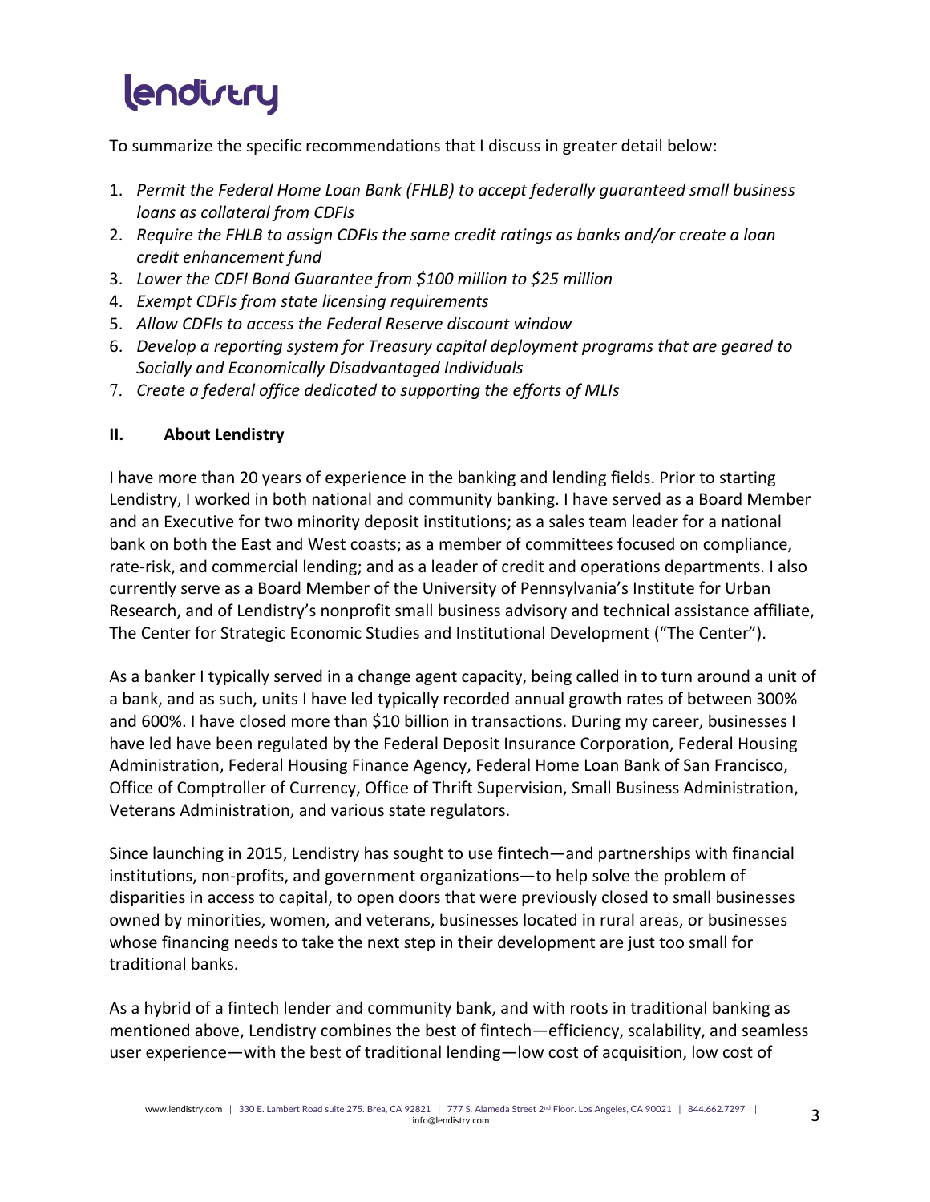To summarize the specific recommendations that I discuss in greater detail below:

1. *Permit the Federal Home Loan Bank (FHLB) to accept federally guaranteed small business loans as collateral from CDFIs*
2. *Require the FHLB to assign CDFIs the same credit ratings as banks and/or create a loan credit enhancement fund*
3. *Lower the CDFI Bond Guarantee from $100 million to $25 million*
4. *Exempt CDFIs from state licensing requirements*
5. *Allow CDFIs to access the Federal Reserve discount window*
6. *Develop a reporting system for Treasury capital deployment programs that are geared to Socially and Economically Disadvantaged Individuals*
7. *Create a federal office dedicated to supporting the efforts of MLIs*

## II. About Lendistry

I have more than 20 years of experience in the banking and lending fields. Prior to starting Lendistry, I worked in both national and community banking. I have served as a Board Member and an Executive for two minority deposit institutions; as a sales team leader for a national bank on both the East and West coasts; as a member of committees focused on compliance, rate-risk, and commercial lending; and as a leader of credit and operations departments. I also currently serve as a Board Member of the University of Pennsylvania's Institute for Urban Research, and of Lendistry's nonprofit small business advisory and technical assistance affiliate, The Center for Strategic Economic Studies and Institutional Development ("The Center").

As a banker I typically served in a change agent capacity, being called in to turn around a unit of a bank, and as such, units I have led typically recorded annual growth rates of between 300% and 600%. I have closed more than $10 billion in transactions. During my career, businesses I have led have been regulated by the Federal Deposit Insurance Corporation, Federal Housing Administration, Federal Housing Finance Agency, Federal Home Loan Bank of San Francisco, Office of Comptroller of Currency, Office of Thrift Supervision, Small Business Administration, Veterans Administration, and various state regulators.

Since launching in 2015, Lendistry has sought to use fintech—and partnerships with financial institutions, non-profits, and government organizations—to help solve the problem of disparities in access to capital, to open doors that were previously closed to small businesses owned by minorities, women, and veterans, businesses located in rural areas, or businesses whose financing needs to take the next step in their development are just too small for traditional banks.

As a hybrid of a fintech lender and community bank, and with roots in traditional banking as mentioned above, Lendistry combines the best of fintech—efficiency, scalability, and seamless user experience—with the best of traditional lending—low cost of acquisition, low cost of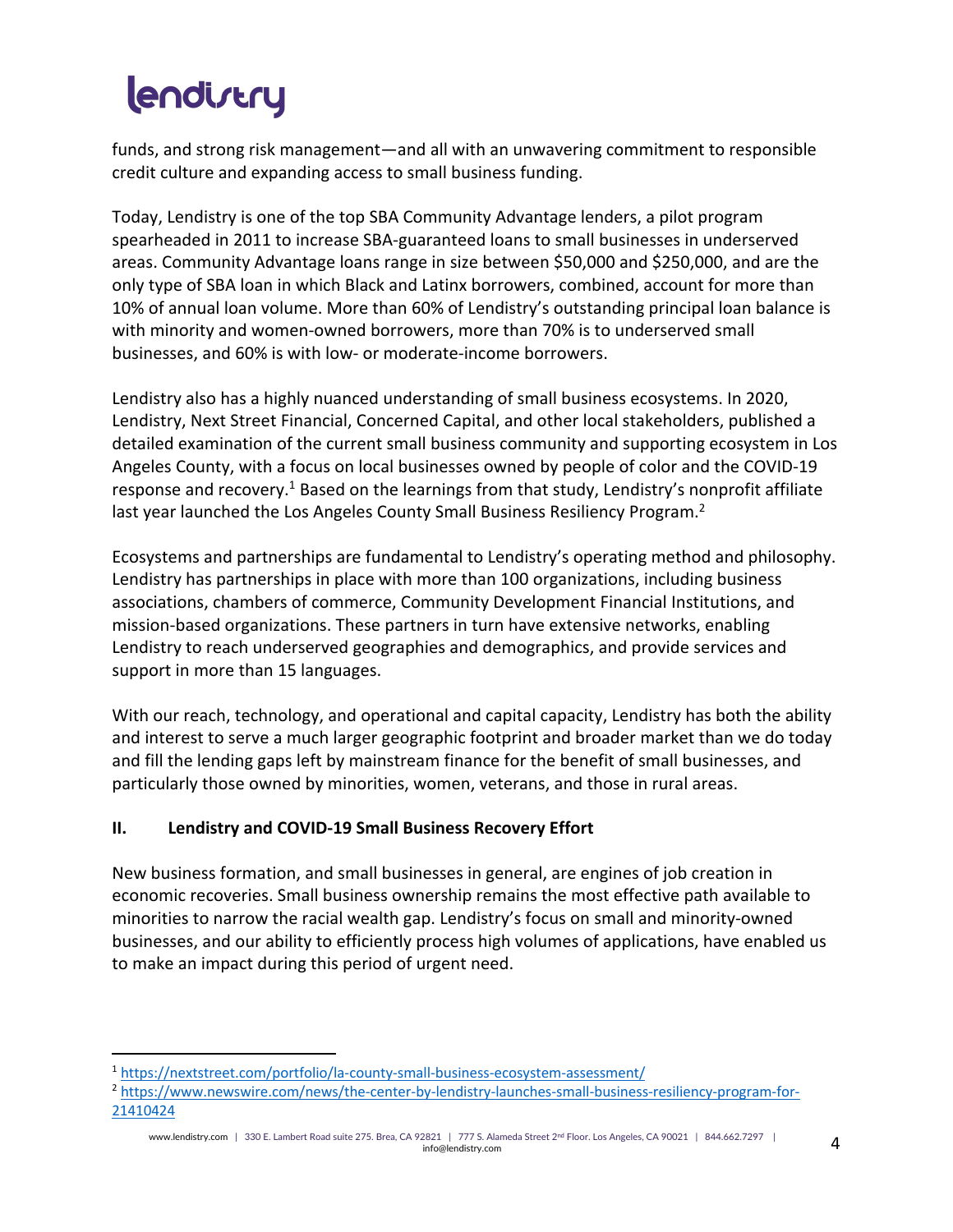funds, and strong risk management—and all with an unwavering commitment to responsible credit culture and expanding access to small business funding.

Today, Lendistry is one of the top SBA Community Advantage lenders, a pilot program spearheaded in 2011 to increase SBA-guaranteed loans to small businesses in underserved areas. Community Advantage loans range in size between $50,000 and $250,000, and are the only type of SBA loan in which Black and Latinx borrowers, combined, account for more than 10% of annual loan volume. More than 60% of Lendistry's outstanding principal loan balance is with minority and women-owned borrowers, more than 70% is to underserved small businesses, and 60% is with low- or moderate-income borrowers.

Lendistry also has a highly nuanced understanding of small business ecosystems. In 2020, Lendistry, Next Street Financial, Concerned Capital, and other local stakeholders, published a detailed examination of the current small business community and supporting ecosystem in Los Angeles County, with a focus on local businesses owned by people of color and the COVID-19 response and recovery.[1] Based on the learnings from that study, Lendistry's nonprofit affiliate last year launched the Los Angeles County Small Business Resiliency Program.[2]

Ecosystems and partnerships are fundamental to Lendistry's operating method and philosophy. Lendistry has partnerships in place with more than 100 organizations, including business associations, chambers of commerce, Community Development Financial Institutions, and mission-based organizations. These partners in turn have extensive networks, enabling Lendistry to reach underserved geographies and demographics, and provide services and support in more than 15 languages.

With our reach, technology, and operational and capital capacity, Lendistry has both the ability and interest to serve a much larger geographic footprint and broader market than we do today and fill the lending gaps left by mainstream finance for the benefit of small businesses, and particularly those owned by minorities, women, veterans, and those in rural areas.

## II. Lendistry and COVID-19 Small Business Recovery Effort

New business formation, and small businesses in general, are engines of job creation in economic recoveries. Small business ownership remains the most effective path available to minorities to narrow the racial wealth gap. Lendistry's focus on small and minority-owned businesses, and our ability to efficiently process high volumes of applications, have enabled us to make an impact during this period of urgent need.

---

[1] https://nextstreet.com/portfolio/la-county-small-business-ecosystem-assessment/

[2] https://www.newswire.com/news/the-center-by-lendistry-launches-small-business-resiliency-program-for-21410424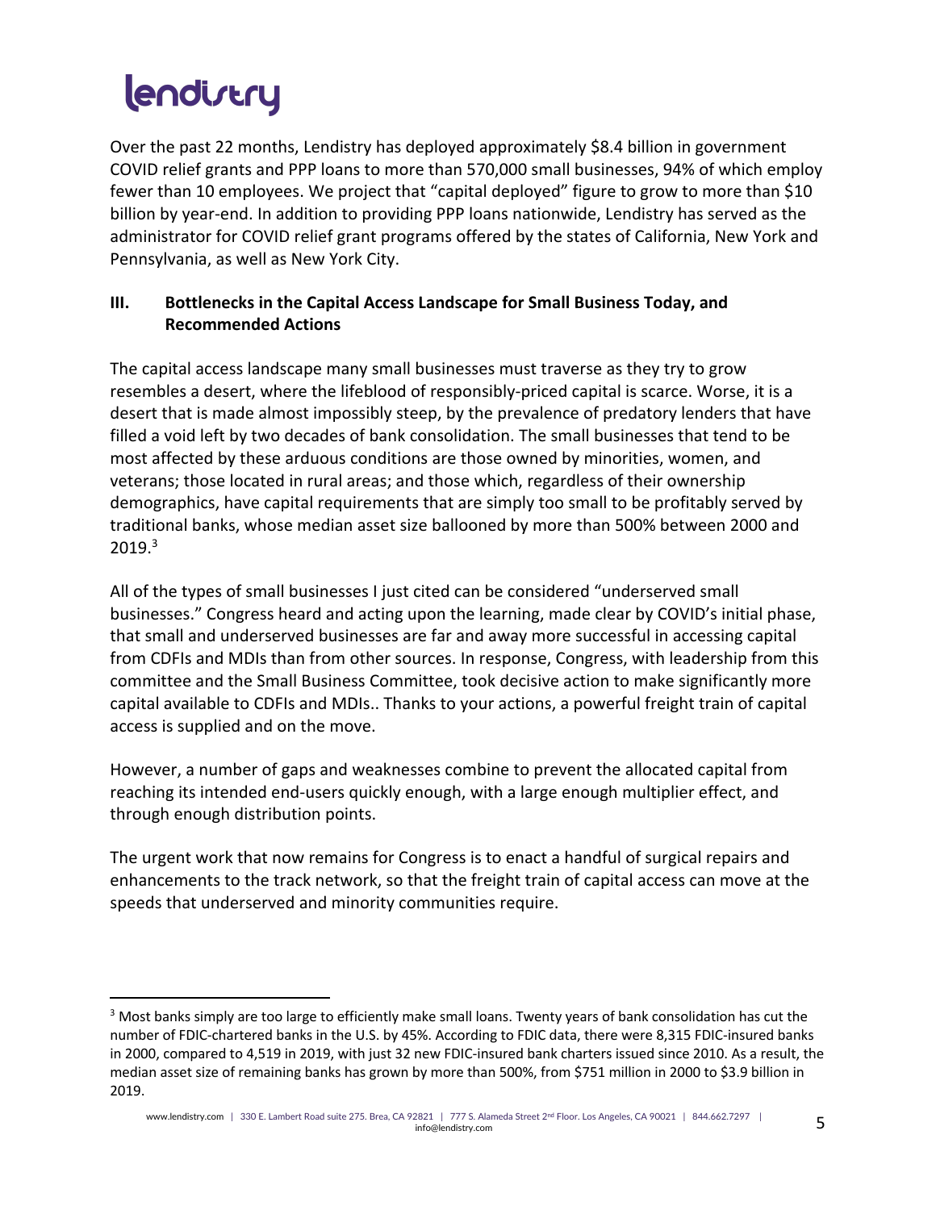Over the past 22 months, Lendistry has deployed approximately $8.4 billion in government COVID relief grants and PPP loans to more than 570,000 small businesses, 94% of which employ fewer than 10 employees. We project that "capital deployed" figure to grow to more than $10 billion by year-end. In addition to providing PPP loans nationwide, Lendistry has served as the administrator for COVID relief grant programs offered by the states of California, New York and Pennsylvania, as well as New York City.

## III. Bottlenecks in the Capital Access Landscape for Small Business Today, and Recommended Actions

The capital access landscape many small businesses must traverse as they try to grow resembles a desert, where the lifeblood of responsibly-priced capital is scarce. Worse, it is a desert that is made almost impossibly steep, by the prevalence of predatory lenders that have filled a void left by two decades of bank consolidation. The small businesses that tend to be most affected by these arduous conditions are those owned by minorities, women, and veterans; those located in rural areas; and those which, regardless of their ownership demographics, have capital requirements that are simply too small to be profitably served by traditional banks, whose median asset size ballooned by more than 500% between 2000 and 2019.[3]

All of the types of small businesses I just cited can be considered "underserved small businesses." Congress heard and acting upon the learning, made clear by COVID's initial phase, that small and underserved businesses are far and away more successful in accessing capital from CDFIs and MDIs than from other sources. In response, Congress, with leadership from this committee and the Small Business Committee, took decisive action to make significantly more capital available to CDFIs and MDIs.. Thanks to your actions, a powerful freight train of capital access is supplied and on the move.

However, a number of gaps and weaknesses combine to prevent the allocated capital from reaching its intended end-users quickly enough, with a large enough multiplier effect, and through enough distribution points.

The urgent work that now remains for Congress is to enact a handful of surgical repairs and enhancements to the track network, so that the freight train of capital access can move at the speeds that underserved and minority communities require.

---

[3] Most banks simply are too large to efficiently make small loans. Twenty years of bank consolidation has cut the number of FDIC-chartered banks in the U.S. by 45%. According to FDIC data, there were 8,315 FDIC-insured banks in 2000, compared to 4,519 in 2019, with just 32 new FDIC-insured bank charters issued since 2010. As a result, the median asset size of remaining banks has grown by more than 500%, from $751 million in 2000 to $3.9 billion in 2019.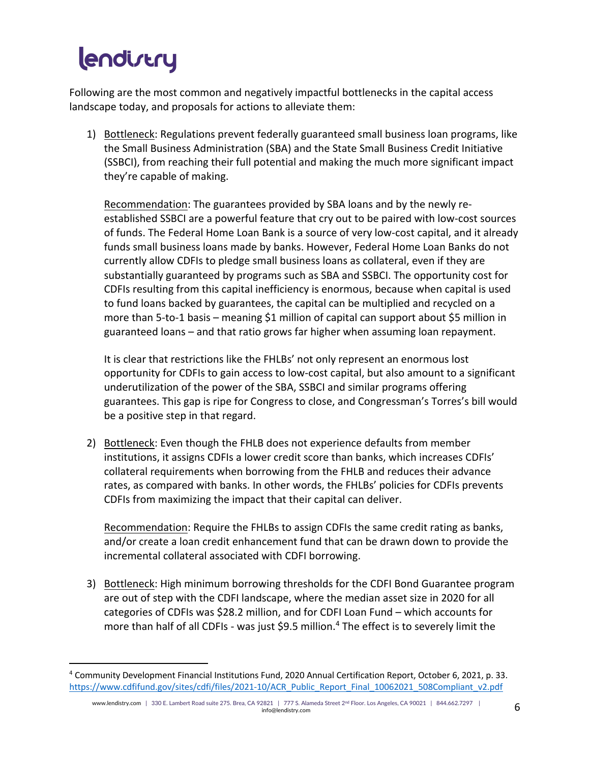Following are the most common and negatively impactful bottlenecks in the capital access landscape today, and proposals for actions to alleviate them:

1) Bottleneck: Regulations prevent federally guaranteed small business loan programs, like the Small Business Administration (SBA) and the State Small Business Credit Initiative (SSBCI), from reaching their full potential and making the much more significant impact they're capable of making.

   Recommendation: The guarantees provided by SBA loans and by the newly re-established SSBCI are a powerful feature that cry out to be paired with low-cost sources of funds. The Federal Home Loan Bank is a source of very low-cost capital, and it already funds small business loans made by banks. However, Federal Home Loan Banks do not currently allow CDFIs to pledge small business loans as collateral, even if they are substantially guaranteed by programs such as SBA and SSBCI. The opportunity cost for CDFIs resulting from this capital inefficiency is enormous, because when capital is used to fund loans backed by guarantees, the capital can be multiplied and recycled on a more than 5-to-1 basis – meaning $1 million of capital can support about $5 million in guaranteed loans – and that ratio grows far higher when assuming loan repayment.

   It is clear that restrictions like the FHLBs' not only represent an enormous lost opportunity for CDFIs to gain access to low-cost capital, but also amount to a significant underutilization of the power of the SBA, SSBCI and similar programs offering guarantees. This gap is ripe for Congress to close, and Congressman's Torres's bill would be a positive step in that regard.

2) Bottleneck: Even though the FHLB does not experience defaults from member institutions, it assigns CDFIs a lower credit score than banks, which increases CDFIs' collateral requirements when borrowing from the FHLB and reduces their advance rates, as compared with banks. In other words, the FHLBs' policies for CDFIs prevents CDFIs from maximizing the impact that their capital can deliver.

   Recommendation: Require the FHLBs to assign CDFIs the same credit rating as banks, and/or create a loan credit enhancement fund that can be drawn down to provide the incremental collateral associated with CDFI borrowing.

3) Bottleneck: High minimum borrowing thresholds for the CDFI Bond Guarantee program are out of step with the CDFI landscape, where the median asset size in 2020 for all categories of CDFIs was $28.2 million, and for CDFI Loan Fund – which accounts for more than half of all CDFIs - was just $9.5 million.[4] The effect is to severely limit the

---

[4] Community Development Financial Institutions Fund, 2020 Annual Certification Report, October 6, 2021, p. 33. https://www.cdfifund.gov/sites/cdfi/files/2021-10/ACR_Public_Report_Final_10062021_508Compliant_v2.pdf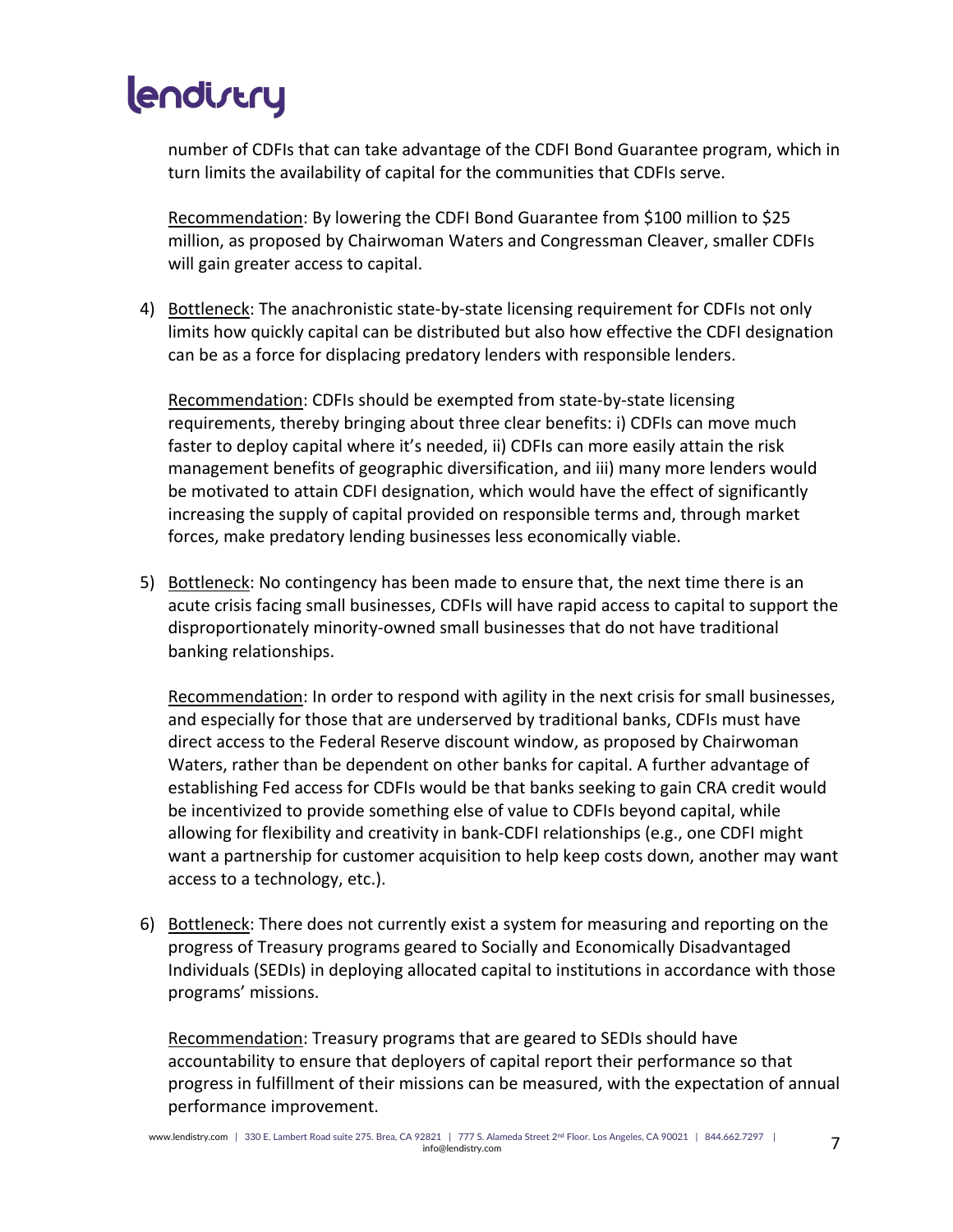number of CDFIs that can take advantage of the CDFI Bond Guarantee program, which in turn limits the availability of capital for the communities that CDFIs serve.

Recommendation: By lowering the CDFI Bond Guarantee from $100 million to $25 million, as proposed by Chairwoman Waters and Congressman Cleaver, smaller CDFIs will gain greater access to capital.

4) Bottleneck: The anachronistic state-by-state licensing requirement for CDFIs not only limits how quickly capital can be distributed but also how effective the CDFI designation can be as a force for displacing predatory lenders with responsible lenders.

   Recommendation: CDFIs should be exempted from state-by-state licensing requirements, thereby bringing about three clear benefits: i) CDFIs can move much faster to deploy capital where it's needed, ii) CDFIs can more easily attain the risk management benefits of geographic diversification, and iii) many more lenders would be motivated to attain CDFI designation, which would have the effect of significantly increasing the supply of capital provided on responsible terms and, through market forces, make predatory lending businesses less economically viable.

5) Bottleneck: No contingency has been made to ensure that, the next time there is an acute crisis facing small businesses, CDFIs will have rapid access to capital to support the disproportionately minority-owned small businesses that do not have traditional banking relationships.

   Recommendation: In order to respond with agility in the next crisis for small businesses, and especially for those that are underserved by traditional banks, CDFIs must have direct access to the Federal Reserve discount window, as proposed by Chairwoman Waters, rather than be dependent on other banks for capital. A further advantage of establishing Fed access for CDFIs would be that banks seeking to gain CRA credit would be incentivized to provide something else of value to CDFIs beyond capital, while allowing for flexibility and creativity in bank-CDFI relationships (e.g., one CDFI might want a partnership for customer acquisition to help keep costs down, another may want access to a technology, etc.).

6) Bottleneck: There does not currently exist a system for measuring and reporting on the progress of Treasury programs geared to Socially and Economically Disadvantaged Individuals (SEDIs) in deploying allocated capital to institutions in accordance with those programs' missions.

   Recommendation: Treasury programs that are geared to SEDIs should have accountability to ensure that deployers of capital report their performance so that progress in fulfillment of their missions can be measured, with the expectation of annual performance improvement.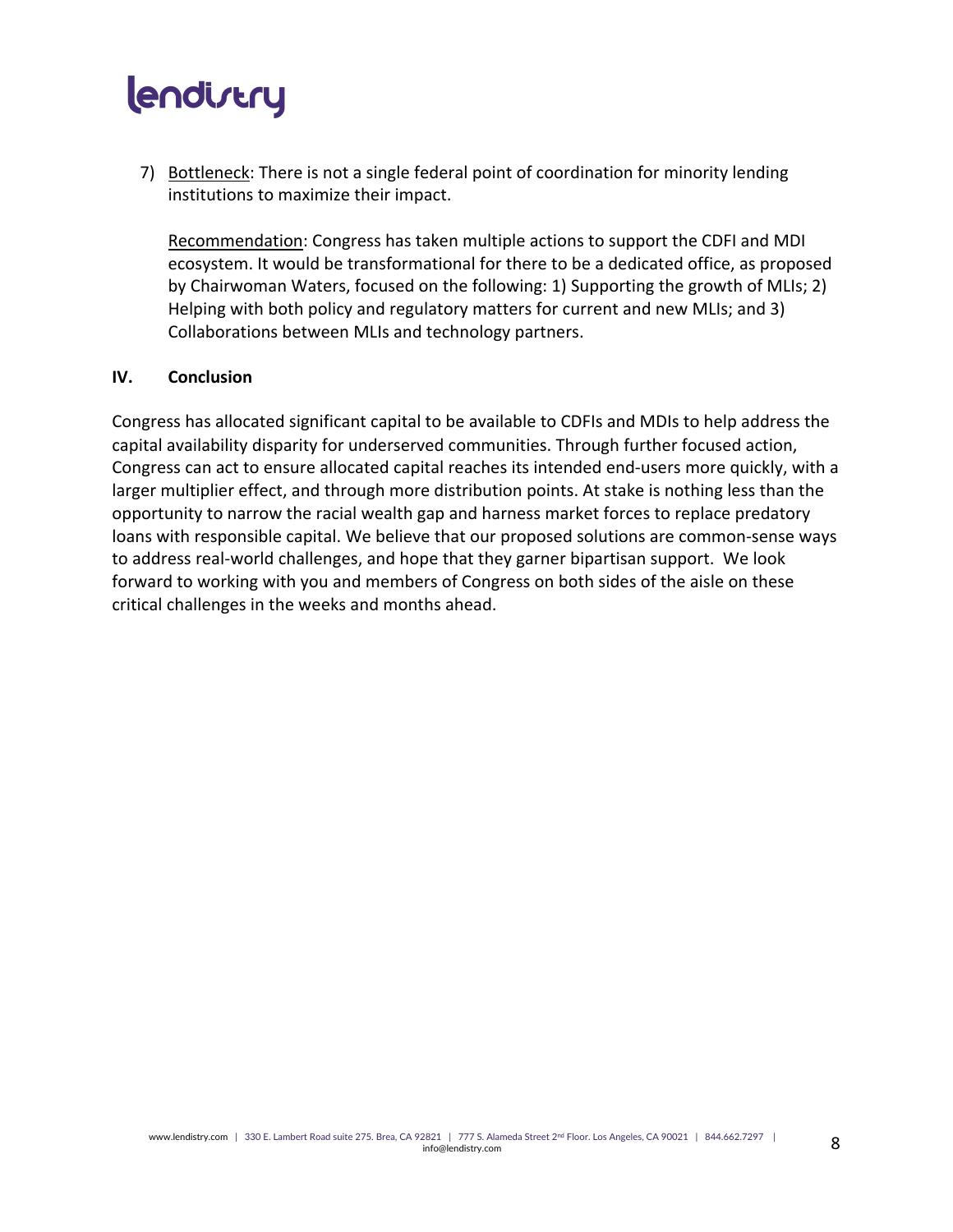7) Bottleneck: There is not a single federal point of coordination for minority lending institutions to maximize their impact.

   Recommendation: Congress has taken multiple actions to support the CDFI and MDI ecosystem. It would be transformational for there to be a dedicated office, as proposed by Chairwoman Waters, focused on the following: 1) Supporting the growth of MLIs; 2) Helping with both policy and regulatory matters for current and new MLIs; and 3) Collaborations between MLIs and technology partners.

## IV. Conclusion

Congress has allocated significant capital to be available to CDFIs and MDIs to help address the capital availability disparity for underserved communities. Through further focused action, Congress can act to ensure allocated capital reaches its intended end-users more quickly, with a larger multiplier effect, and through more distribution points. At stake is nothing less than the opportunity to narrow the racial wealth gap and harness market forces to replace predatory loans with responsible capital. We believe that our proposed solutions are common-sense ways to address real-world challenges, and hope that they garner bipartisan support. We look forward to working with you and members of Congress on both sides of the aisle on these critical challenges in the weeks and months ahead.